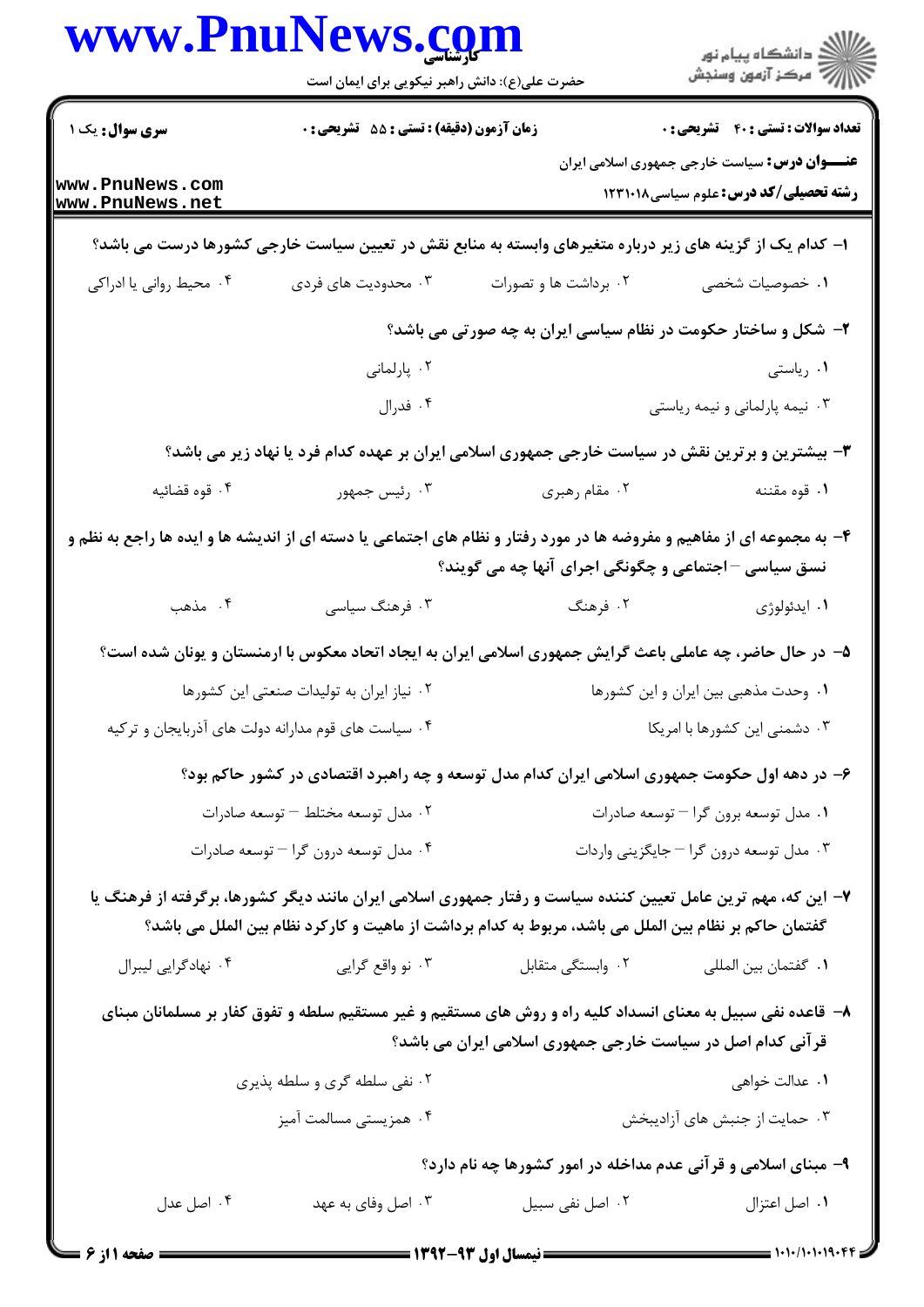**سری سؤال:** یک ۱

**زمان آزمون (دقیقه) : تستی : ۵۵ تشریحی : ۰**

**تعداد سوالات : تستی : ۴۰ تشریحی : ۰**

**عنـــوان درس:** سیاست خارجی جمهوری اسلامی ایران

**رشته تحصیلی/کد درس:** علوم سیاسی۱۲۳۱۰۱۸

**۱- کدام یک از گزینه های زیر درباره متغیرهای وابسته به منابع نقش در تعیین سیاست خارجی کشورها درست می باشد؟**

۱. خصوصیات شخصی
۲. برداشت ها و تصورات
۳. محدودیت های فردی
۴. محیط روانی یا ادراکی

**۲- شکل و ساختار حکومت در نظام سیاسی ایران به چه صورتی می باشد؟**

۱. ریاستی
۲. پارلمانی
۳. نیمه پارلمانی و نیمه ریاستی
۴. فدرال

**۳- بیشترین و برترین نقش در سیاست خارجی جمهوری اسلامی ایران بر عهده کدام فرد یا نهاد زیر می باشد؟**

۱. قوه مقننه
۲. مقام رهبری
۳. رئیس جمهور
۴. قوه قضائیه

**۴- به مجموعه ای از مفاهیم و مفروضه ها در مورد رفتار و نظام های اجتماعی یا دسته ای از اندیشه ها و ایده ها راجع به نظم و نسق سیاسی – اجتماعی و چگونگی اجرای آنها چه می گویند؟**

۱. ایدئولوژی
۲. فرهنگ
۳. فرهنگ سیاسی
۴. مذهب

**۵- در حال حاضر، چه عاملی باعث گرایش جمهوری اسلامی ایران به ایجاد اتحاد معکوس با ارمنستان و یونان شده است؟**

۱. وحدت مذهبی بین ایران و این کشورها
۲. نیاز ایران به تولیدات صنعتی این کشورها
۳. دشمنی این کشورها با امریکا
۴. سیاست های قوم مدارانه دولت های آذربایجان و ترکیه

**۶- در دهه اول حکومت جمهوری اسلامی ایران کدام مدل توسعه و چه راهبرد اقتصادی در کشور حاکم بود؟**

۱. مدل توسعه برون گرا – توسعه صادرات
۲. مدل توسعه مختلط – توسعه صادرات
۳. مدل توسعه درون گرا – جایگزینی واردات
۴. مدل توسعه درون گرا – توسعه صادرات

**۷- این که، مهم ترین عامل تعیین کننده سیاست و رفتار جمهوری اسلامی ایران مانند دیگر کشورها، برگرفته از فرهنگ یا گفتمان حاکم بر نظام بین الملل می باشد، مربوط به کدام برداشت از ماهیت و کارکرد نظام بین الملل می باشد؟**

۱. گفتمان بین المللی
۲. وابستگی متقابل
۳. نو واقع گرایی
۴. نهادگرایی لیبرال

**۸- قاعده نفی سبیل به معنای انسداد کلیه راه و روش های مستقیم و غیر مستقیم سلطه و تفوق کفار بر مسلمانان مبنای قرآنی کدام اصل در سیاست خارجی جمهوری اسلامی ایران می باشد؟**

۱. عدالت خواهی
۲. نفی سلطه گری و سلطه پذیری
۳. حمایت از جنبش های آزادیبخش
۴. همزیستی مسالمت آمیز

**۹- مبنای اسلامی و قرآنی عدم مداخله در امور کشورها چه نام دارد؟**

۱. اصل اعتزال
۲. اصل نفی سبیل
۳. اصل وفای به عهد
۴. اصل عدل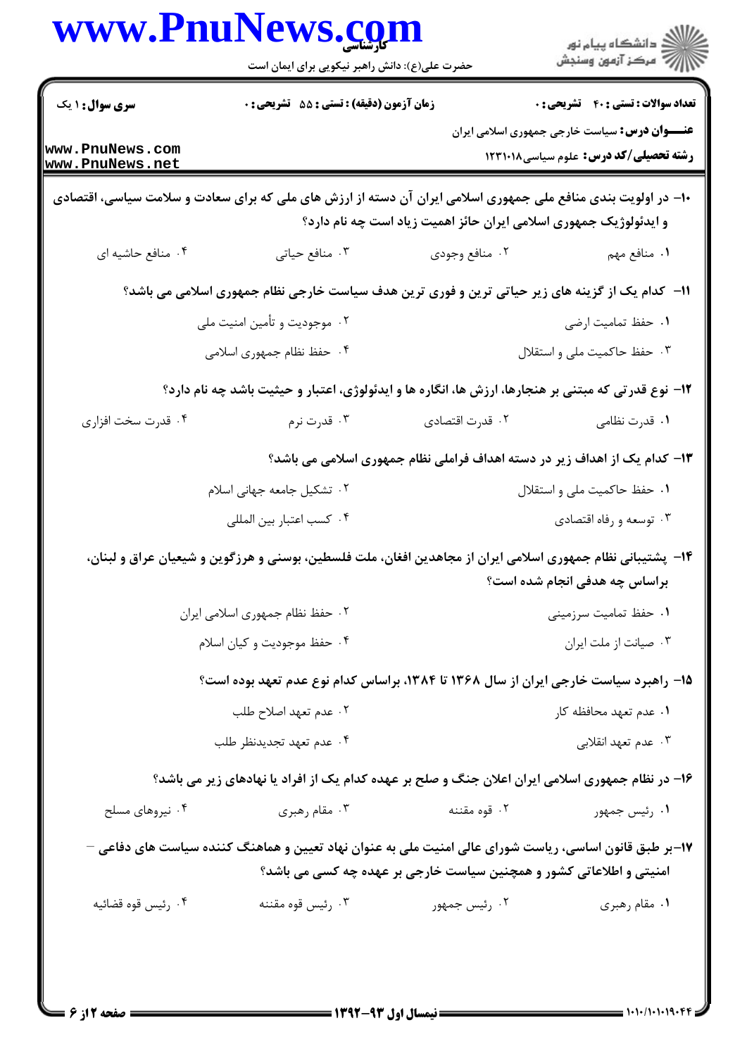۱۰- در اولویت بندی منافع ملی جمهوری اسلامی ایران آن دسته از ارزش های ملی که برای سعادت و سلامت سیاسی، اقتصادی و ایدئولوژیک جمهوری اسلامی ایران حائز اهمیت زیاد است چه نام دارد؟

۱. منافع مهم
۲. منافع وجودی
۳. منافع حیاتی
۴. منافع حاشیه ای

۱۱- کدام یک از گزینه های زیر حیاتی ترین و فوری ترین هدف سیاست خارجی نظام جمهوری اسلامی می باشد؟

۱. حفظ تمامیت ارضی
۲. موجودیت و تأمین امنیت ملی
۳. حفظ حاکمیت ملی و استقلال
۴. حفظ نظام جمهوری اسلامی

۱۲- نوع قدرتی که مبتنی بر هنجارها، ارزش ها، انگاره ها و ایدئولوژی، اعتبار و حیثیت باشد چه نام دارد؟

۱. قدرت نظامی
۲. قدرت اقتصادی
۳. قدرت نرم
۴. قدرت سخت افزاری

۱۳- کدام یک از اهداف زیر در دسته اهداف فراملی نظام جمهوری اسلامی می باشد؟

۱. حفظ حاکمیت ملی و استقلال
۲. تشکیل جامعه جهانی اسلام
۳. توسعه و رفاه اقتصادی
۴. کسب اعتبار بین المللی

۱۴- پشتیبانی نظام جمهوری اسلامی ایران از مجاهدین افغان، ملت فلسطین، بوسنی و هرزگوین و شیعیان عراق و لبنان، براساس چه هدفی انجام شده است؟

۱. حفظ تمامیت سرزمینی
۲. حفظ نظام جمهوری اسلامی ایران
۳. صیانت از ملت ایران
۴. حفظ موجودیت و کیان اسلام

۱۵- راهبرد سیاست خارجی ایران از سال ۱۳۶۸ تا ۱۳۸۴، براساس کدام نوع عدم تعهد بوده است؟

۱. عدم تعهد محافظه کار
۲. عدم تعهد اصلاح طلب
۳. عدم تعهد انقلابی
۴. عدم تعهد تجدیدنظر طلب

۱۶- در نظام جمهوری اسلامی ایران اعلان جنگ و صلح بر عهده کدام یک از افراد یا نهادهای زیر می باشد؟

۱. رئیس جمهور
۲. قوه مقننه
۳. مقام رهبری
۴. نیروهای مسلح

۱۷- بر طبق قانون اساسی، ریاست شورای عالی امنیت ملی به عنوان نهاد تعیین و هماهنگ کننده سیاست های دفاعی - امنیتی و اطلاعاتی کشور و همچنین سیاست خارجی بر عهده چه کسی می باشد؟

۱. مقام رهبری
۲. رئیس جمهور
۳. رئیس قوه مقننه
۴. رئیس قوه قضائیه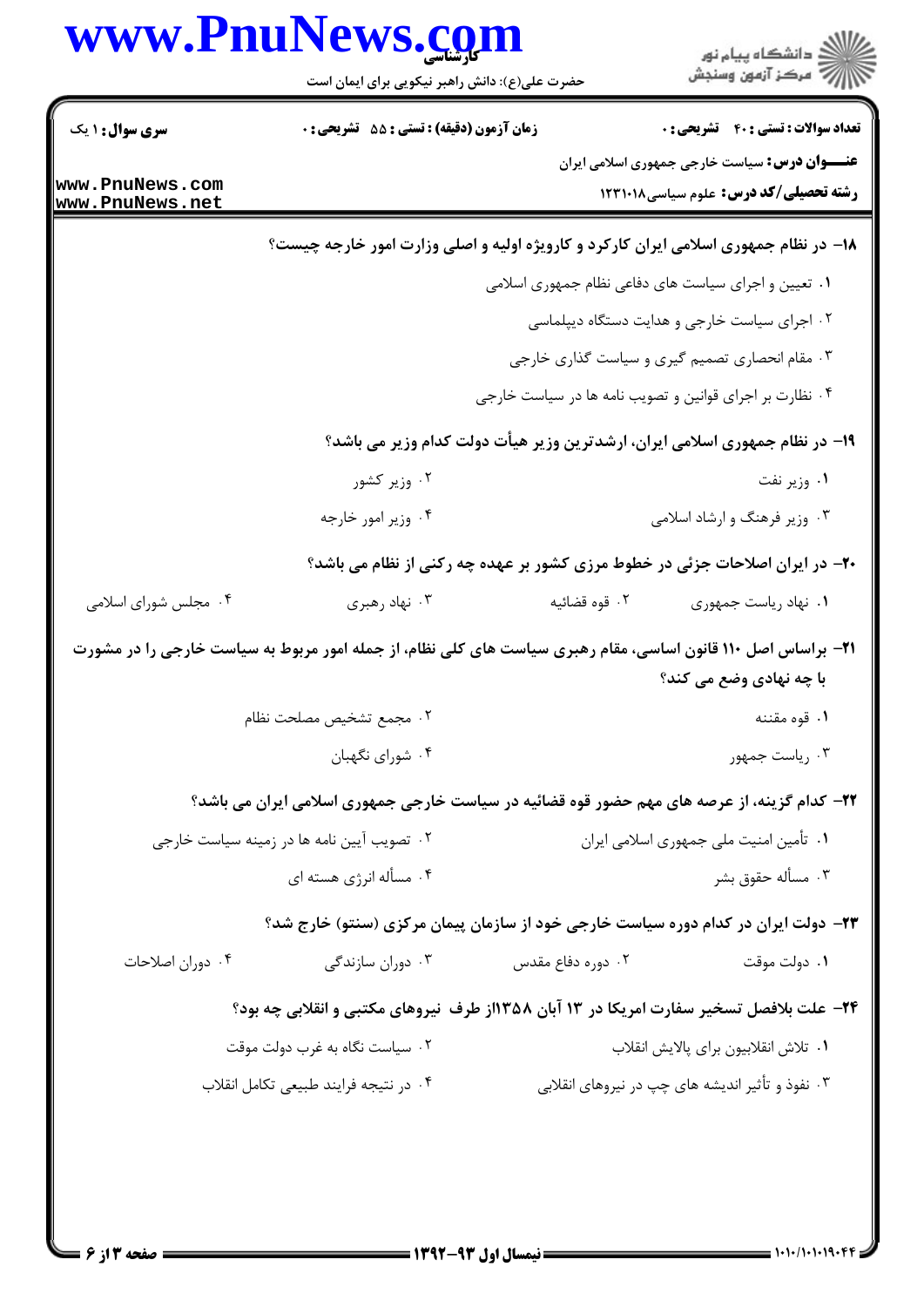**۱۸- در نظام جمهوری اسلامی ایران کارکرد و کارویژه اولیه و اصلی وزارت امور خارجه چیست؟**

۱. تعیین و اجرای سیاست های دفاعی نظام جمهوری اسلامی

۲. اجرای سیاست خارجی و هدایت دستگاه دیپلماسی

۳. مقام انحصاری تصمیم گیری و سیاست گذاری خارجی

۴. نظارت بر اجرای قوانین و تصویب نامه ها در سیاست خارجی

**۱۹- در نظام جمهوری اسلامی ایران، ارشدترین وزیر هیأت دولت کدام وزیر می باشد؟**

۱. وزیر نفت

۲. وزیر کشور

۳. وزیر فرهنگ و ارشاد اسلامی

۴. وزیر امور خارجه

**۲۰- در ایران اصلاحات جزئی در خطوط مرزی کشور بر عهده چه رکنی از نظام می باشد؟**

۱. نهاد ریاست جمهوری

۲. قوه قضائیه

۳. نهاد رهبری

۴. مجلس شورای اسلامی

**۲۱- براساس اصل ۱۱۰ قانون اساسی، مقام رهبری سیاست های کلی نظام، از جمله امور مربوط به سیاست خارجی را در مشورت با چه نهادی وضع می کند؟**

۱. قوه مقننه

۲. مجمع تشخیص مصلحت نظام

۳. ریاست جمهور

۴. شورای نگهبان

**۲۲- کدام گزینه، از عرصه های مهم حضور قوه قضائیه در سیاست خارجی جمهوری اسلامی ایران می باشد؟**

۱. تأمین امنیت ملی جمهوری اسلامی ایران

۲. تصویب آیین نامه ها در زمینه سیاست خارجی

۳. مسأله حقوق بشر

۴. مسأله انرژی هسته ای

**۲۳- دولت ایران در کدام دوره سیاست خارجی خود از سازمان پیمان مرکزی (سنتو) خارج شد؟**

۱. دولت موقت

۲. دوره دفاع مقدس

۳. دوران سازندگی

۴. دوران اصلاحات

**۲۴- علت بلافصل تسخیر سفارت امریکا در ۱۳ آبان ۱۳۵۸از طرف نیروهای مکتبی و انقلابی چه بود؟**

۱. تلاش انقلابیون برای پالایش انقلاب

۲. سیاست نگاه به غرب دولت موقت

۳. نفوذ و تأثیر اندیشه های چپ در نیروهای انقلابی

۴. در نتیجه فرایند طبیعی تکامل انقلاب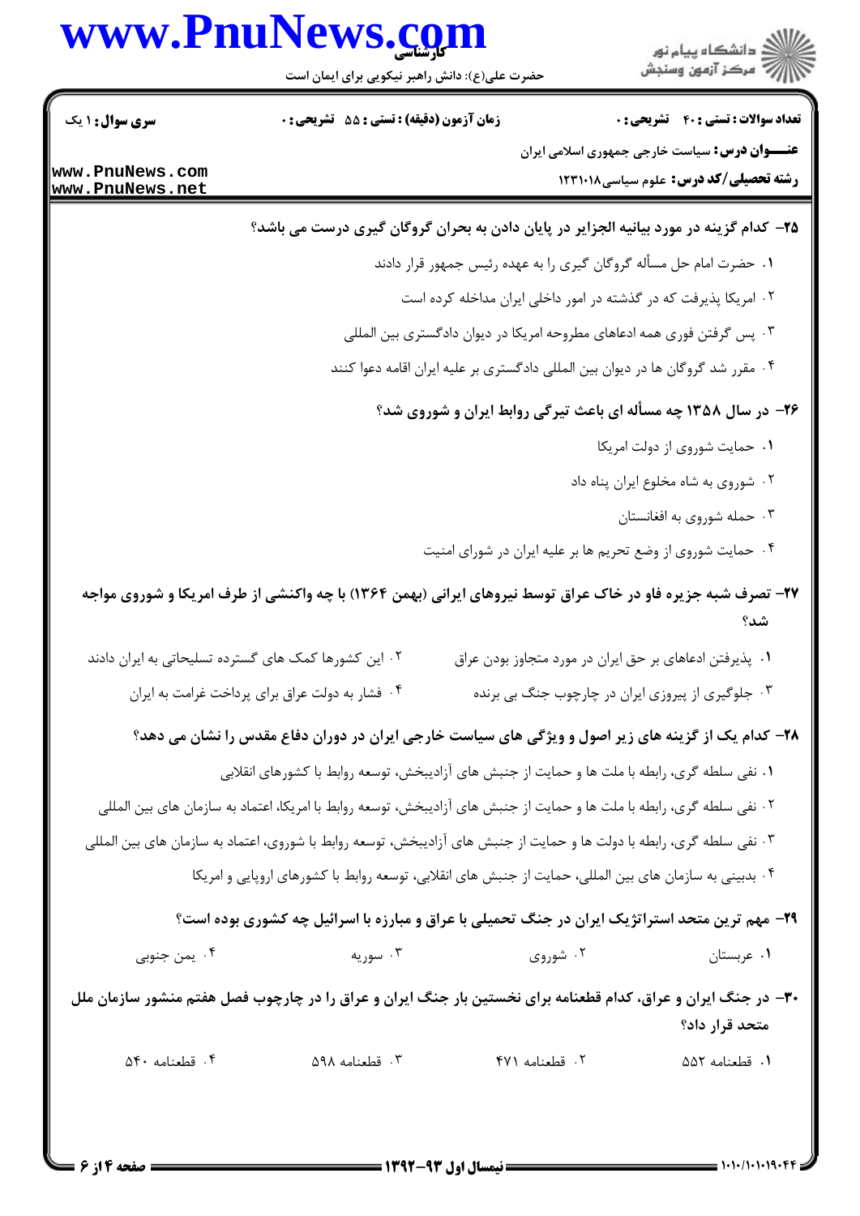**سری سوال:** ۱ یک | **زمان آزمون (دقیقه) : تستی :** ۵۵ **تشریحی :** ۰ | **تعداد سوالات : تستی :** ۴۰ **تشریحی :** ۰

**عنـــوان درس:** سیاست خارجی جمهوری اسلامی ایران

**رشته تحصیلی/کد درس:** علوم سیاسی۱۲۳۱۰۱۸

**۲۵- کدام گزینه در مورد بیانیه الجزایر در پایان دادن به بحران گروگان گیری درست می باشد؟**

۱. حضرت امام حل مسأله گروگان گیری را به عهده رئیس جمهور قرار دادند

۲. امریکا پذیرفت که در گذشته در امور داخلی ایران مداخله کرده است

۳. پس گرفتن فوری همه ادعاهای مطروحه امریکا در دیوان دادگستری بین المللی

۴. مقرر شد گروگان ها در دیوان بین المللی دادگستری بر علیه ایران اقامه دعوا کنند

**۲۶- در سال ۱۳۵۸ چه مسأله ای باعث تیرگی روابط ایران و شوروی شد؟**

۱. حمایت شوروی از دولت امریکا

۲. شوروی به شاه مخلوع ایران پناه داد

۳. حمله شوروی به افغانستان

۴. حمایت شوروی از وضع تحریم ها بر علیه ایران در شورای امنیت

**۲۷- تصرف شبه جزیره فاو در خاک عراق توسط نیروهای ایرانی (بهمن ۱۳۶۴) با چه واکنشی از طرف امریکا و شوروی مواجه شد؟**

۱. پذیرفتن ادعاهای بر حق ایران در مورد متجاوز بودن عراق

۲. این کشورها کمک های گسترده تسلیحاتی به ایران دادند

۳. جلوگیری از پیروزی ایران در چارچوب جنگ بی برنده

۴. فشار به دولت عراق برای پرداخت غرامت به ایران

**۲۸- کدام یک از گزینه های زیر اصول و ویژگی های سیاست خارجی ایران در دوران دفاع مقدس را نشان می دهد؟**

۱. نفی سلطه گری، رابطه با ملت ها و حمایت از جنبش های آزادیبخش، توسعه روابط با کشورهای انقلابی

۲. نفی سلطه گری، رابطه با ملت ها و حمایت از جنبش های آزادیبخش، توسعه روابط با امریکا، اعتماد به سازمان های بین المللی

۳. نفی سلطه گری، رابطه با دولت ها و حمایت از جنبش های آزادیبخش، توسعه روابط با شوروی، اعتماد به سازمان های بین المللی

۴. بدبینی به سازمان های بین المللی، حمایت از جنبش های انقلابی، توسعه روابط با کشورهای اروپایی و امریکا

**۲۹- مهم ترین متحد استراتژیک ایران در جنگ تحمیلی با عراق و مبارزه با اسرائیل چه کشوری بوده است؟**

۱. عربستان

۲. شوروی

۳. سوریه

۴. یمن جنوبی

**۳۰- در جنگ ایران و عراق، کدام قطعنامه برای نخستین بار جنگ ایران و عراق را در چارچوب فصل هفتم منشور سازمان ملل متحد قرار داد؟**

۱. قطعنامه ۵۵۲

۲. قطعنامه ۴۷۱

۳. قطعنامه ۵۹۸

۴. قطعنامه ۵۴۰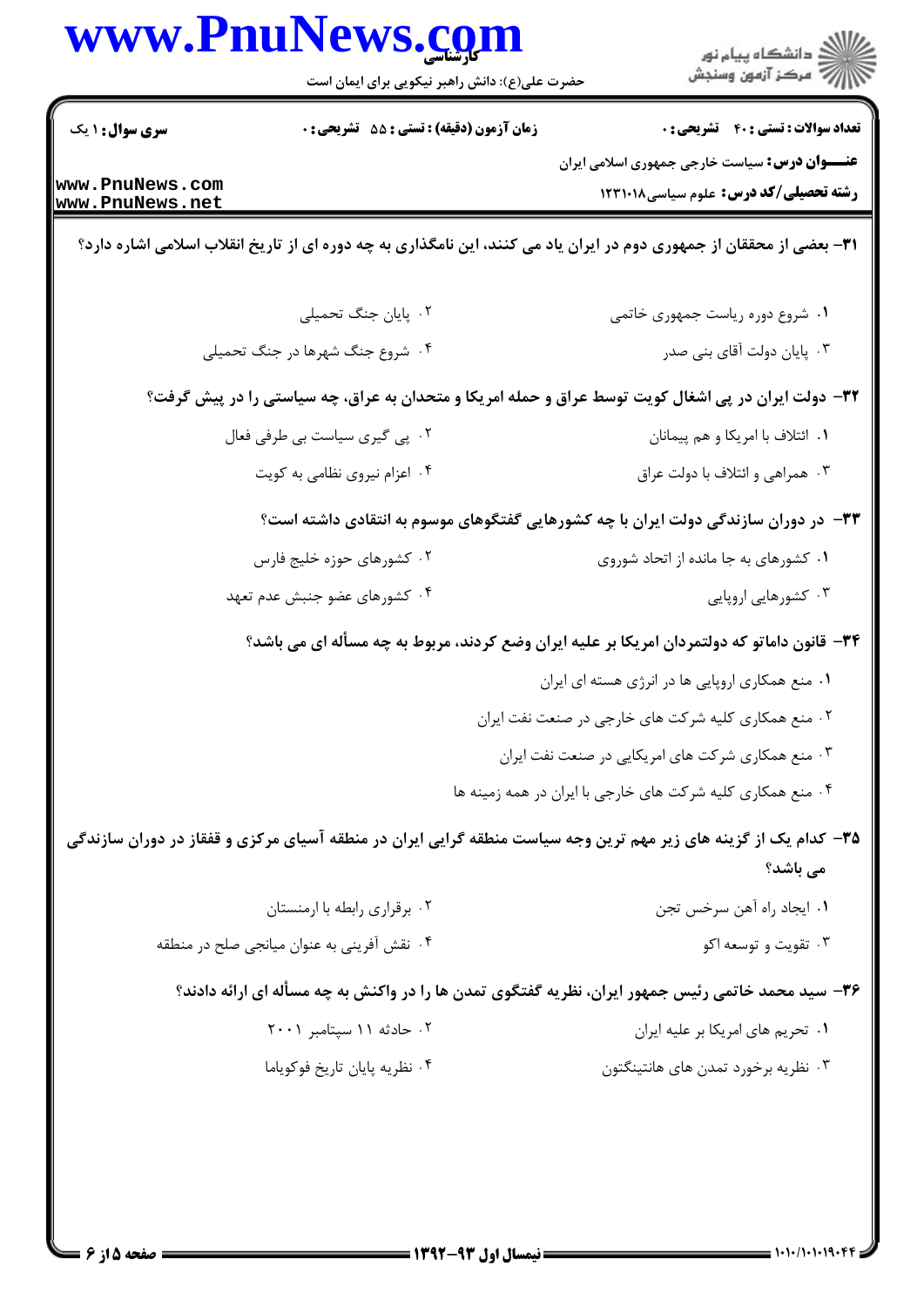**۳۱- بعضی از محققان از جمهوری دوم در ایران یاد می کنند، این نامگذاری به چه دوره ای از تاریخ انقلاب اسلامی اشاره دارد؟**

۱. شروع دوره ریاست جمهوری خاتمی

۲. پایان جنگ تحمیلی

۳. پایان دولت آقای بنی صدر

۴. شروع جنگ شهرها در جنگ تحمیلی

**۳۲- دولت ایران در پی اشغال کویت توسط عراق و حمله امریکا و متحدان به عراق، چه سیاستی را در پیش گرفت؟**

۱. ائتلاف با امریکا و هم پیمانان

۲. پی گیری سیاست بی طرفی فعال

۳. همراهی و ائتلاف با دولت عراق

۴. اعزام نیروی نظامی به کویت

**۳۳- در دوران سازندگی دولت ایران با چه کشورهایی گفتگوهای موسوم به انتقادی داشته است؟**

۱. کشورهای به جا مانده از اتحاد شوروی

۲. کشورهای حوزه خلیج فارس

۳. کشورهایی اروپایی

۴. کشورهای عضو جنبش عدم تعهد

**۳۴- قانون داماتو که دولتمردان امریکا بر علیه ایران وضع کردند، مربوط به چه مسأله ای می باشد؟**

۱. منع همکاری اروپایی ها در انرژی هسته ای ایران

۲. منع همکاری کلیه شرکت های خارجی در صنعت نفت ایران

۳. منع همکاری شرکت های امریکایی در صنعت نفت ایران

۴. منع همکاری کلیه شرکت های خارجی با ایران در همه زمینه ها

**۳۵- کدام یک از گزینه های زیر مهم ترین وجه سیاست منطقه گرایی ایران در منطقه آسیای مرکزی و قفقاز در دوران سازندگی می باشد؟**

۱. ایجاد راه آهن سرخس تجن

۲. برقراری رابطه با ارمنستان

۳. تقویت و توسعه اکو

۴. نقش آفرینی به عنوان میانجی صلح در منطقه

**۳۶- سید محمد خاتمی رئیس جمهور ایران، نظریه گفتگوی تمدن ها را در واکنش به چه مسأله ای ارائه دادند؟**

۱. تحریم های امریکا بر علیه ایران

۲. حادثه ۱۱ سپتامبر ۲۰۰۱

۳. نظریه برخورد تمدن های هانتینگتون

۴. نظریه پایان تاریخ فوکویاما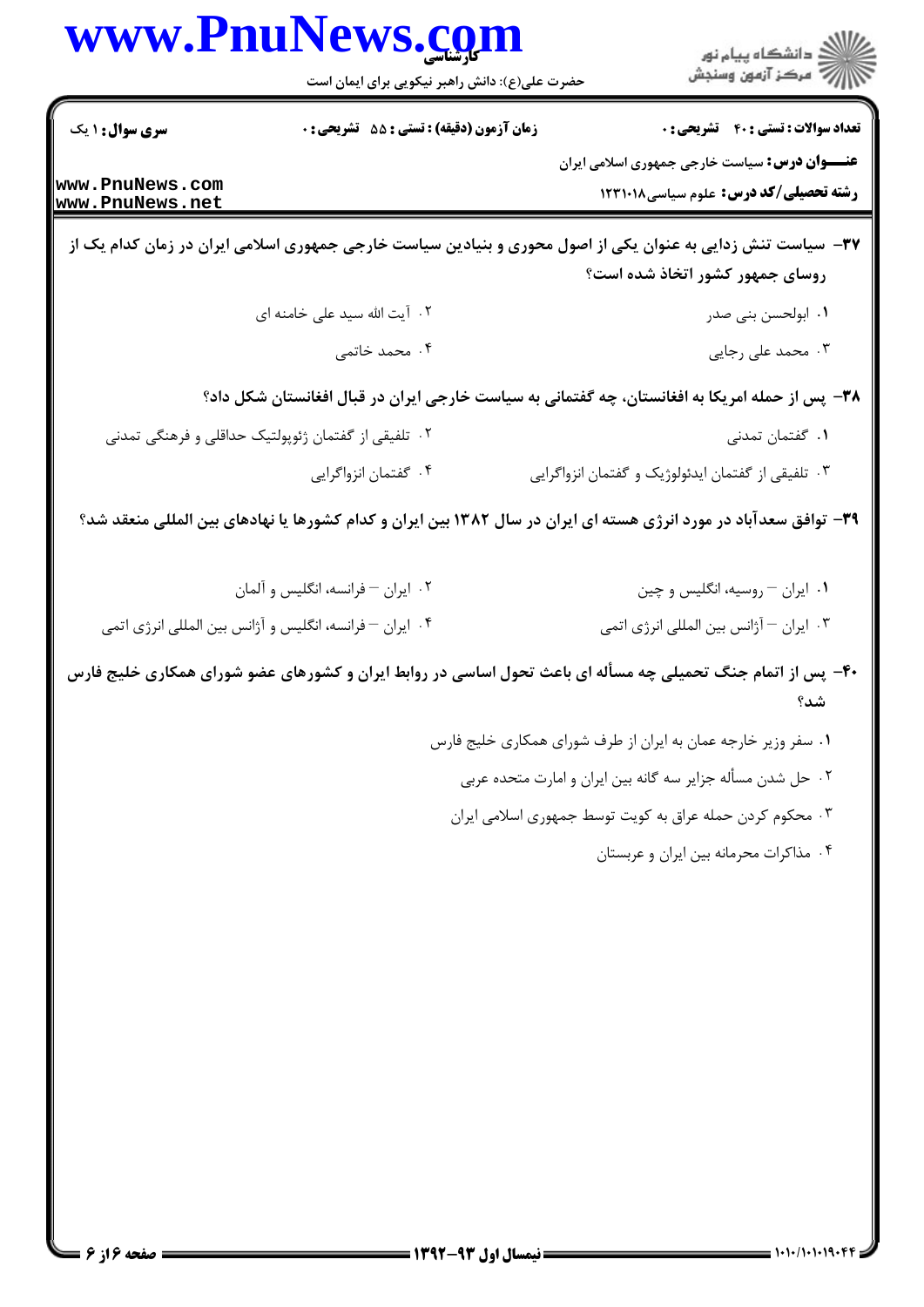۳۷- سیاست تنش زدایی به عنوان یکی از اصول محوری و بنیادین سیاست خارجی جمهوری اسلامی ایران در زمان کدام یک از روسای جمهور کشور اتخاذ شده است؟

۱. ابولحسن بنی صدر

۲. آیت الله سید علی خامنه ای

۳. محمد علی رجایی

۴. محمد خاتمی

۳۸- پس از حمله امریکا به افغانستان، چه گفتمانی به سیاست خارجی ایران در قبال افغانستان شکل داد؟

۱. گفتمان تمدنی

۲. تلفیقی از گفتمان ژئوپولتیک حداقلی و فرهنگی تمدنی

۳. تلفیقی از گفتمان ایدئولوژیک و گفتمان انزواگرایی

۴. گفتمان انزواگرایی

۳۹- توافق سعدآباد در مورد انرژی هسته ای ایران در سال ۱۳۸۲ بین ایران و کدام کشورها یا نهادهای بین المللی منعقد شد؟

۱. ایران – روسیه، انگلیس و چین

۲. ایران – فرانسه، انگلیس و آلمان

۳. ایران – آژانس بین المللی انرژی اتمی

۴. ایران – فرانسه، انگلیس و آژانس بین المللی انرژی اتمی

۴۰- پس از اتمام جنگ تحمیلی چه مسأله ای باعث تحول اساسی در روابط ایران و کشورهای عضو شورای همکاری خلیج فارس شد؟

۱. سفر وزیر خارجه عمان به ایران از طرف شورای همکاری خلیج فارس

۲. حل شدن مسأله جزایر سه گانه بین ایران و امارت متحده عربی

۳. محکوم کردن حمله عراق به کویت توسط جمهوری اسلامی ایران

۴. مذاکرات محرمانه بین ایران و عربستان